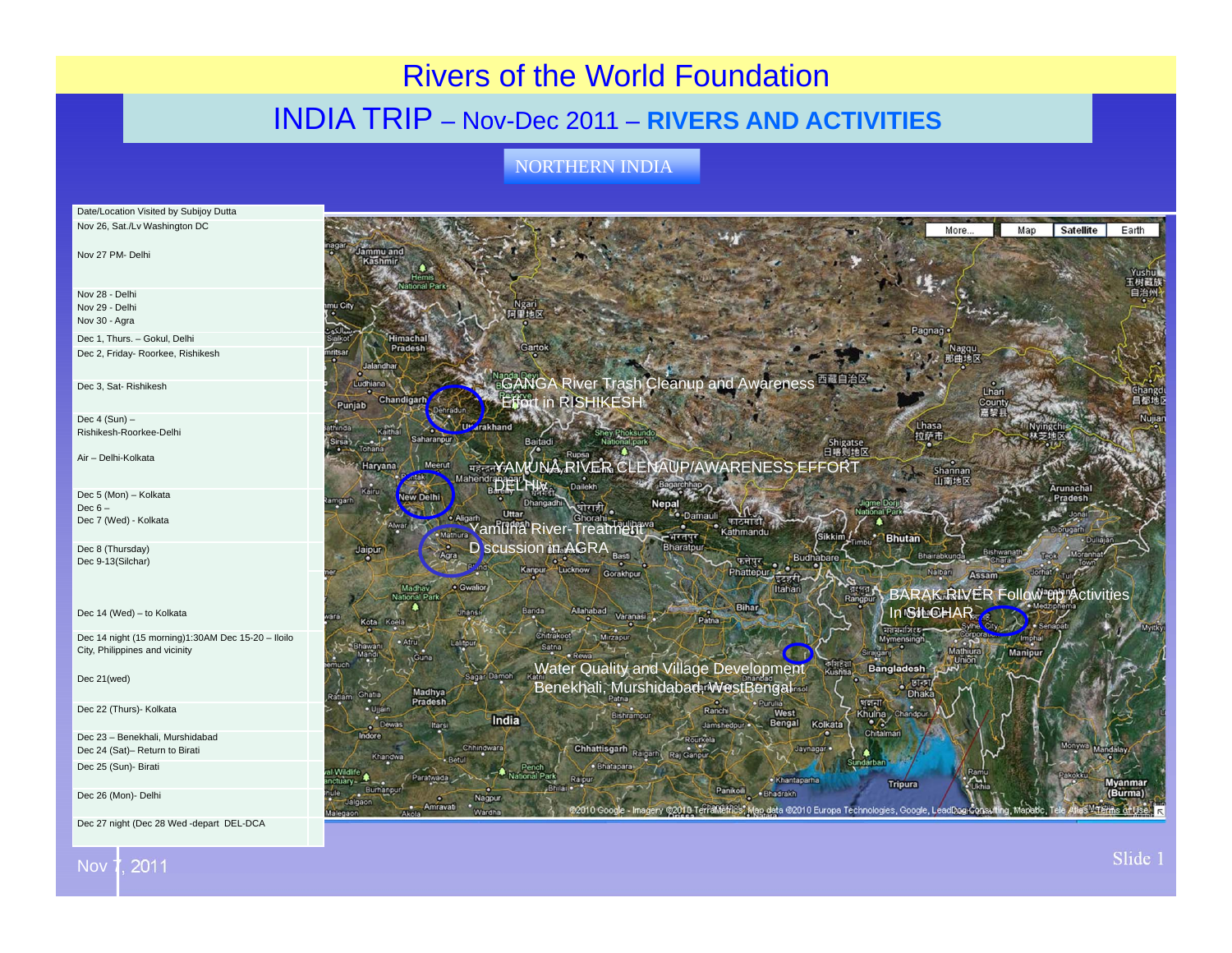# Rivers of the World Foundation

## INDIA TRIP – Nov-Dec 2011 – RIVERS AND ACTIVITIES

NORTHERN INDIA

| Date/Location Visited by Subijoy Dutta |
|---|
| Nov 26, Sat./Lv Washington DC |
| Nov 27 PM- Delhi |
| Nov 28 - Delhi<br>Nov 29 - Delhi<br>Nov 30 - Agra |
| Dec 1, Thurs. – Gokul, Delhi |
| Dec 2, Friday- Roorkee, Rishikesh |
| Dec 3, Sat- Rishikesh |
| Dec 4 (Sun) –<br>Rishikesh-Roorkee-Delhi<br><br>Air – Delhi-Kolkata |
| Dec 5 (Mon) – Kolkata<br>Dec 6 –<br>Dec 7 (Wed) - Kolkata |
| Dec 8 (Thursday)<br>Dec 9-13(Silchar) |
| Dec 14 (Wed) – to Kolkata |
| Dec 14 night (15 morning)1:30AM Dec 15-20 – Iloilo City, Philippines and vicinity |
| Dec 21(wed) |
| Dec 22 (Thurs)- Kolkata |
| Dec 23 – Benekhali, Murshidabad<br>Dec 24 (Sat)– Return to Birati |
| Dec 25 (Sun)- Birati |
| Dec 26 (Mon)- Delhi |
| Dec 27 night (Dec 28 Wed -depart DEL-DCA |

GANGA River Trash Cleanup and Awareness Effort in RISHIKESH

YAMUNA RIVER CLEANUP/AWARENESS EFFORT DELHI

Yamuna River-Treatment Discussion in AGRA

BARAK RIVER Follow up Activities In SILCHAR

Water Quality and Village Development Benekhali, Murshidabad, WestBengal

Nov 7, 2011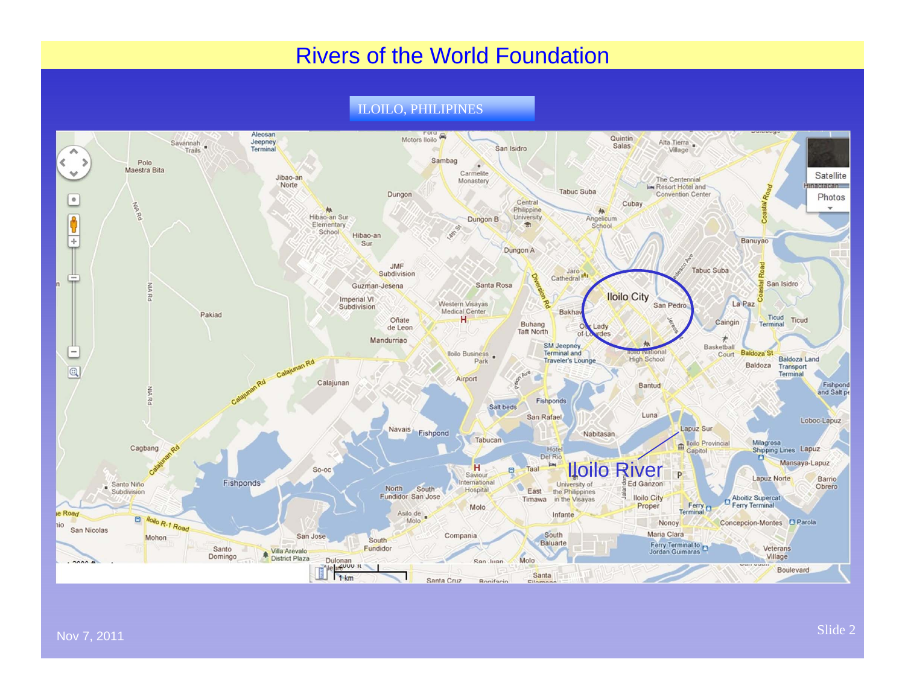# Rivers of the World Foundation

## ILOILO, PHILIPINES

Iloilo City

Iloilo River

Nov 7, 2011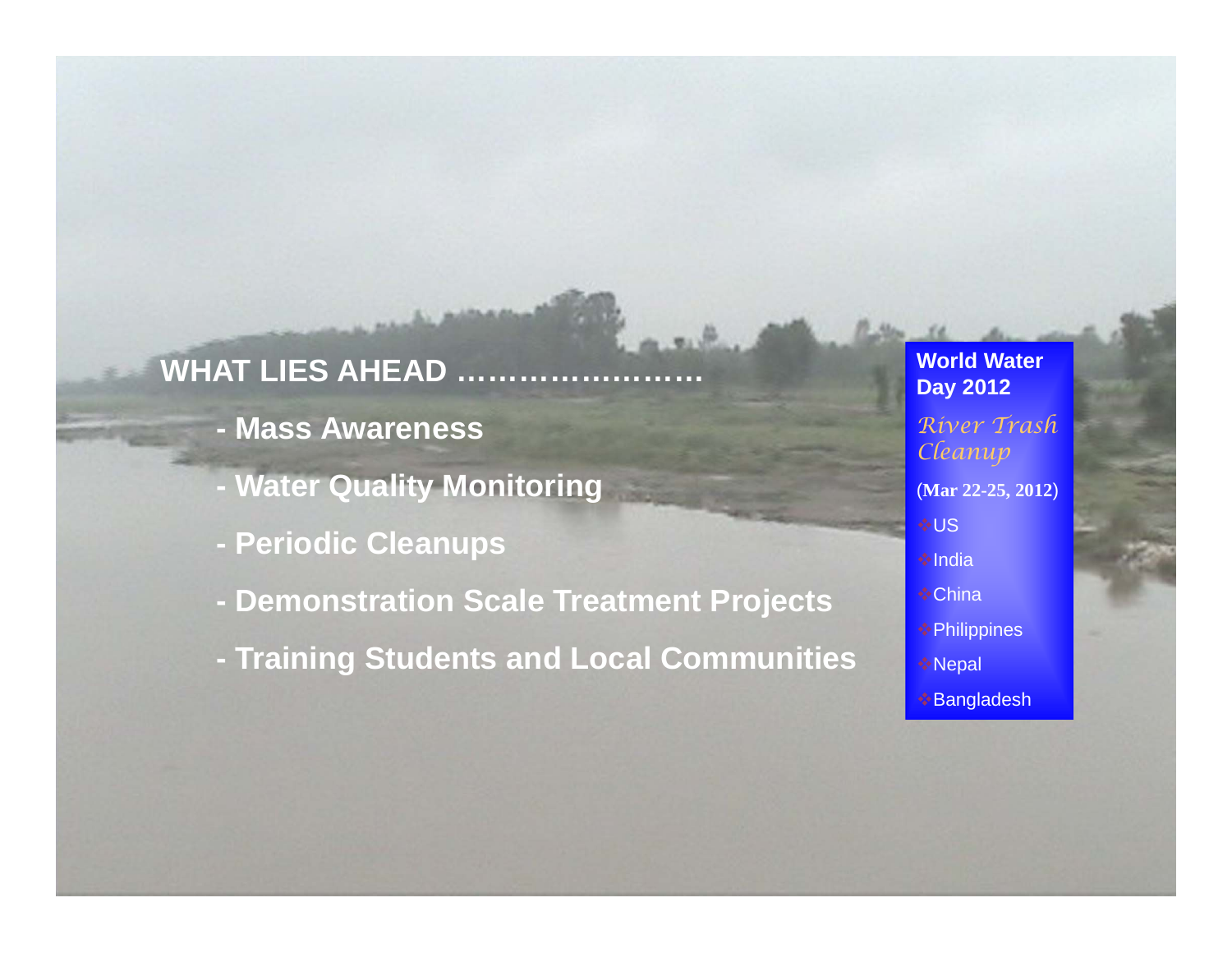## WHAT LIES AHEAD …………………….

- Mass Awareness
- Water Quality Monitoring
- Periodic Cleanups
- Demonstration Scale Treatment Projects
- Training Students and Local Communities

**World Water Day 2012**

*River Trash Cleanup*

**(Mar 22-25, 2012)**

- US
- India
- China
- Philippines
- Nepal
- Bangladesh